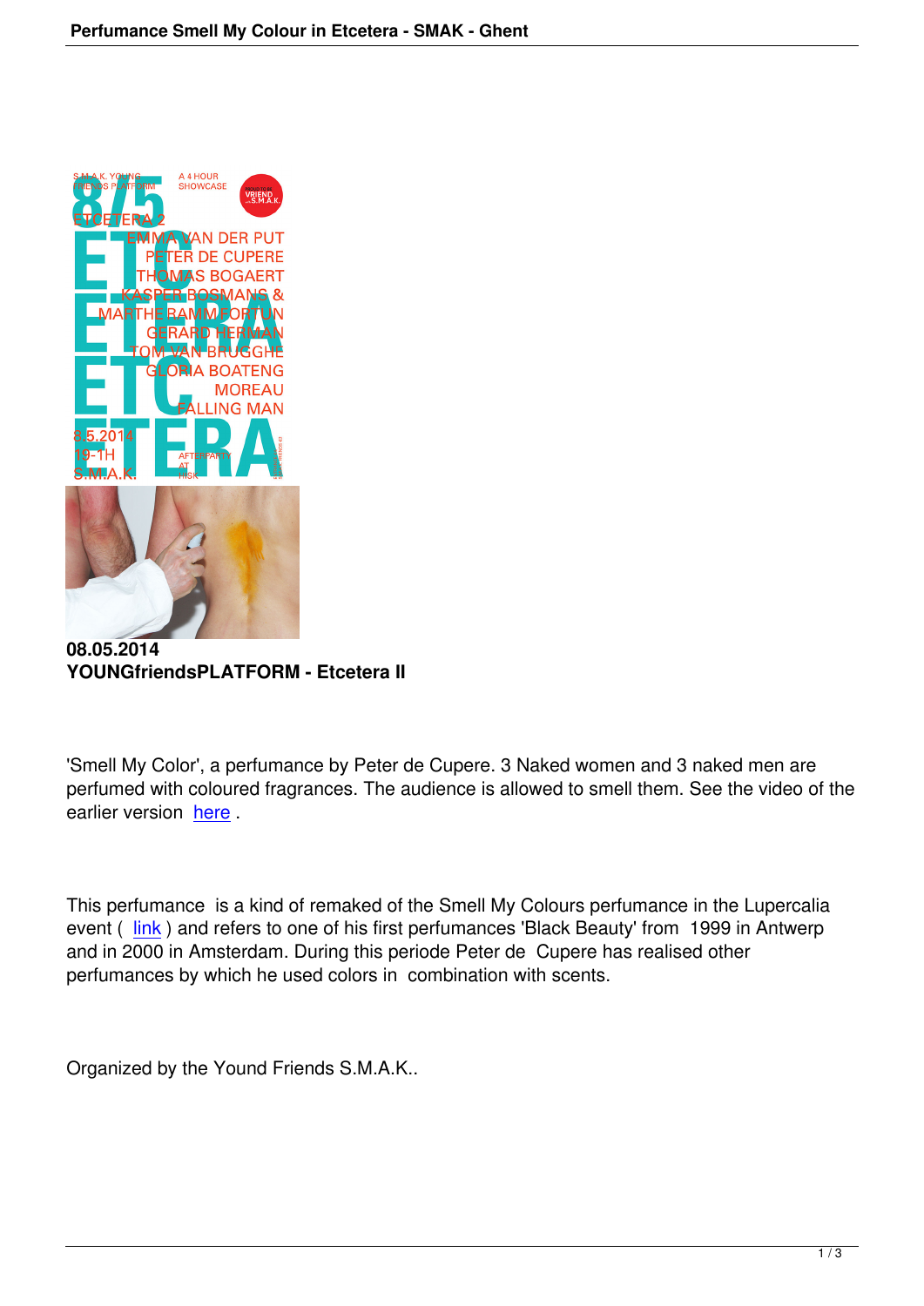**08.05.2014**
**YOUNGfriendsPLATFORM - Etcetera II**

'Smell My Color', a perfumance by Peter de Cupere. 3 Naked women and 3 naked men are perfumed with coloured fragrances. The audience is allowed to smell them. See the video of the earlier version here .

This perfumance is a kind of remaked of the Smell My Colours perfumance in the Lupercalia event ( link ) and refers to one of his first perfumances 'Black Beauty' from 1999 in Antwerp and in 2000 in Amsterdam. During this periode Peter de Cupere has realised other perfumances by which he used colors in combination with scents.

Organized by the Yound Friends S.M.A.K..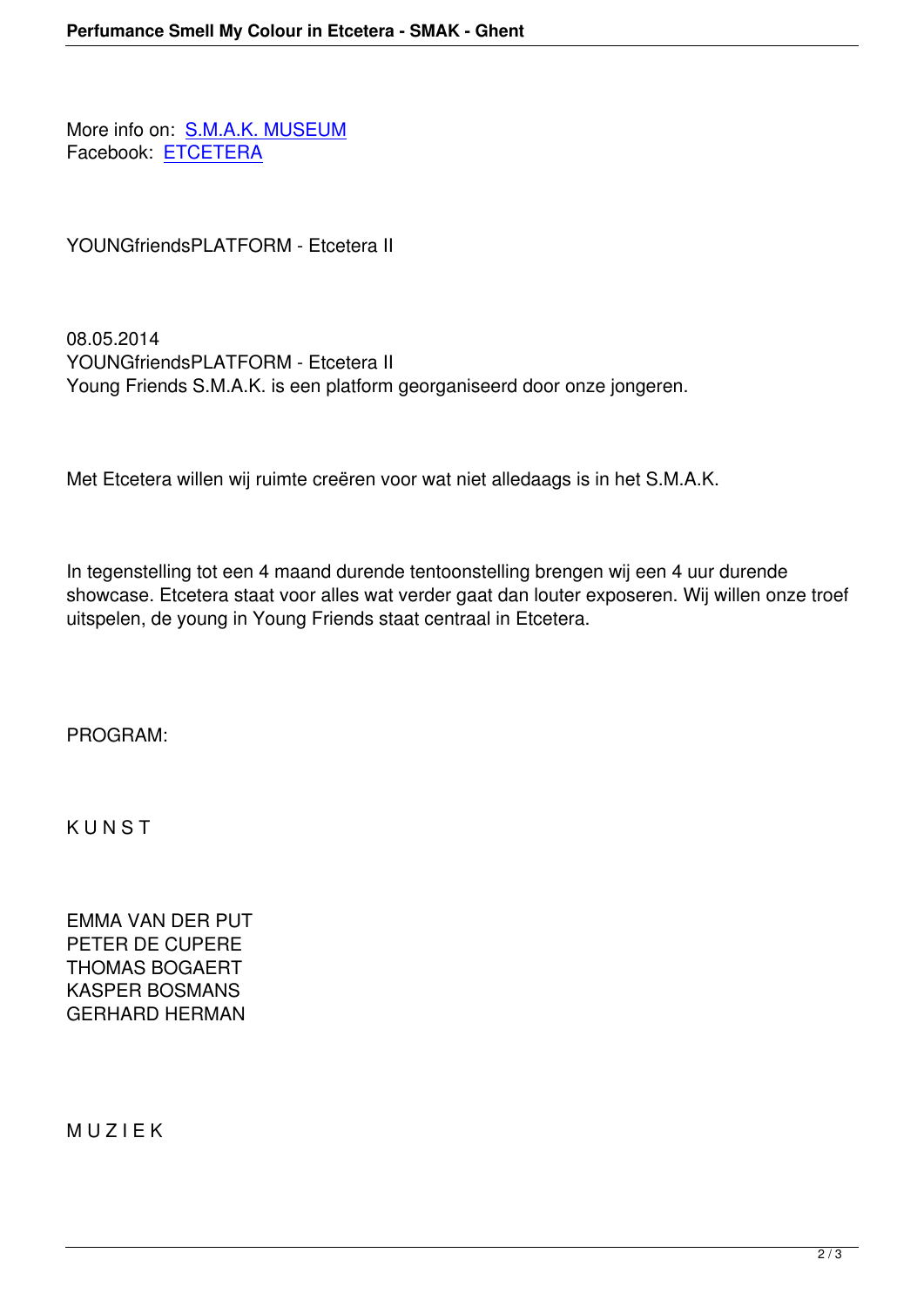More info on: [S.M.A.K. MUSEUM]
Facebook: [ETCETERA]

YOUNGfriendsPLATFORM - Etcetera II

08.05.2014
YOUNGfriendsPLATFORM - Etcetera II
Young Friends S.M.A.K. is een platform georganiseerd door onze jongeren.

Met Etcetera willen wij ruimte creëren voor wat niet alledaags is in het S.M.A.K.

In tegenstelling tot een 4 maand durende tentoonstelling brengen wij een 4 uur durende showcase. Etcetera staat voor alles wat verder gaat dan louter exposeren. Wij willen onze troef uitspelen, de young in Young Friends staat centraal in Etcetera.

PROGRAM:

K U N S T

EMMA VAN DER PUT
PETER DE CUPERE
THOMAS BOGAERT
KASPER BOSMANS
GERHARD HERMAN

M U Z I E K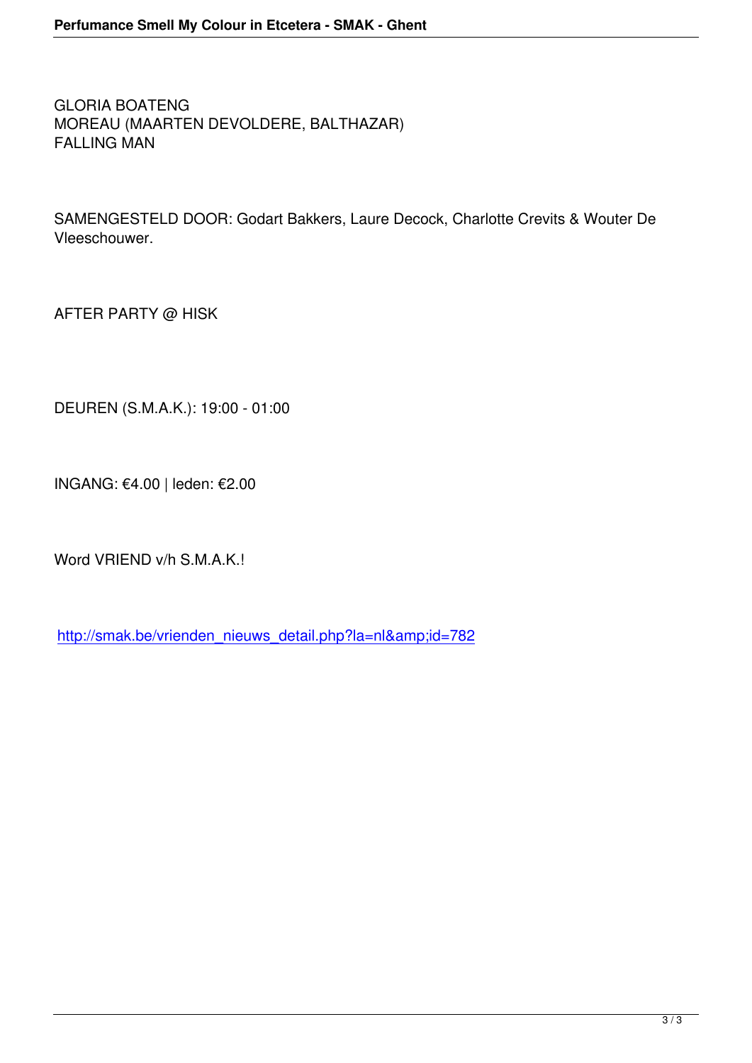GLORIA BOATENG
MOREAU (MAARTEN DEVOLDERE, BALTHAZAR)
FALLING MAN

SAMENGESTELD DOOR: Godart Bakkers, Laure Decock, Charlotte Crevits & Wouter De Vleeschouwer.

AFTER PARTY @ HISK

DEUREN (S.M.A.K.): 19:00 - 01:00

INGANG: €4.00 | leden: €2.00

Word VRIEND v/h S.M.A.K.!

http://smak.be/vrienden_nieuws_detail.php?la=nl&amp;id=782